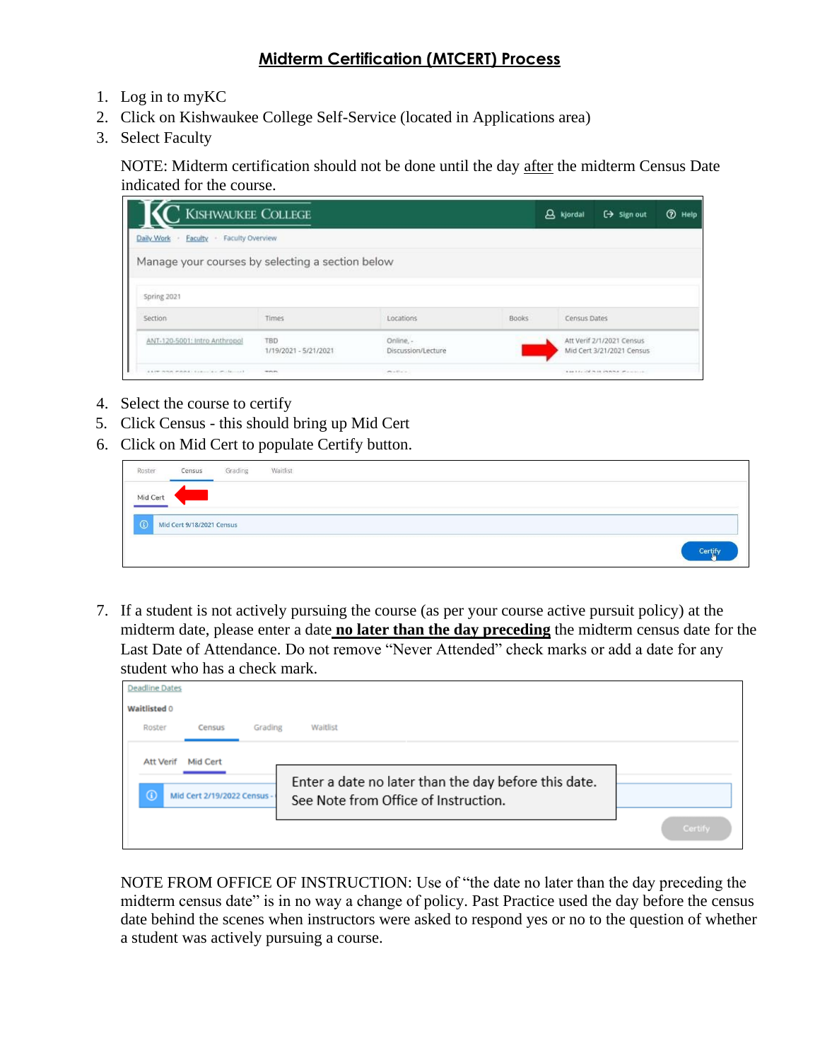# Midterm Certification (MTCERT) Process

1. Log in to myKC
2. Click on Kishwaukee College Self-Service (located in Applications area)
3. Select Faculty

   NOTE: Midterm certification should not be done until the day after the midterm Census Date indicated for the course.

4. Select the course to certify
5. Click Census - this should bring up Mid Cert
6. Click on Mid Cert to populate Certify button.

7. If a student is not actively pursuing the course (as per your course active pursuit policy) at the midterm date, please enter a date **no later than the day preceding** the midterm census date for the Last Date of Attendance. Do not remove "Never Attended" check marks or add a date for any student who has a check mark.

   NOTE FROM OFFICE OF INSTRUCTION: Use of "the date no later than the day preceding the midterm census date" is in no way a change of policy. Past Practice used the day before the census date behind the scenes when instructors were asked to respond yes or no to the question of whether a student was actively pursuing a course.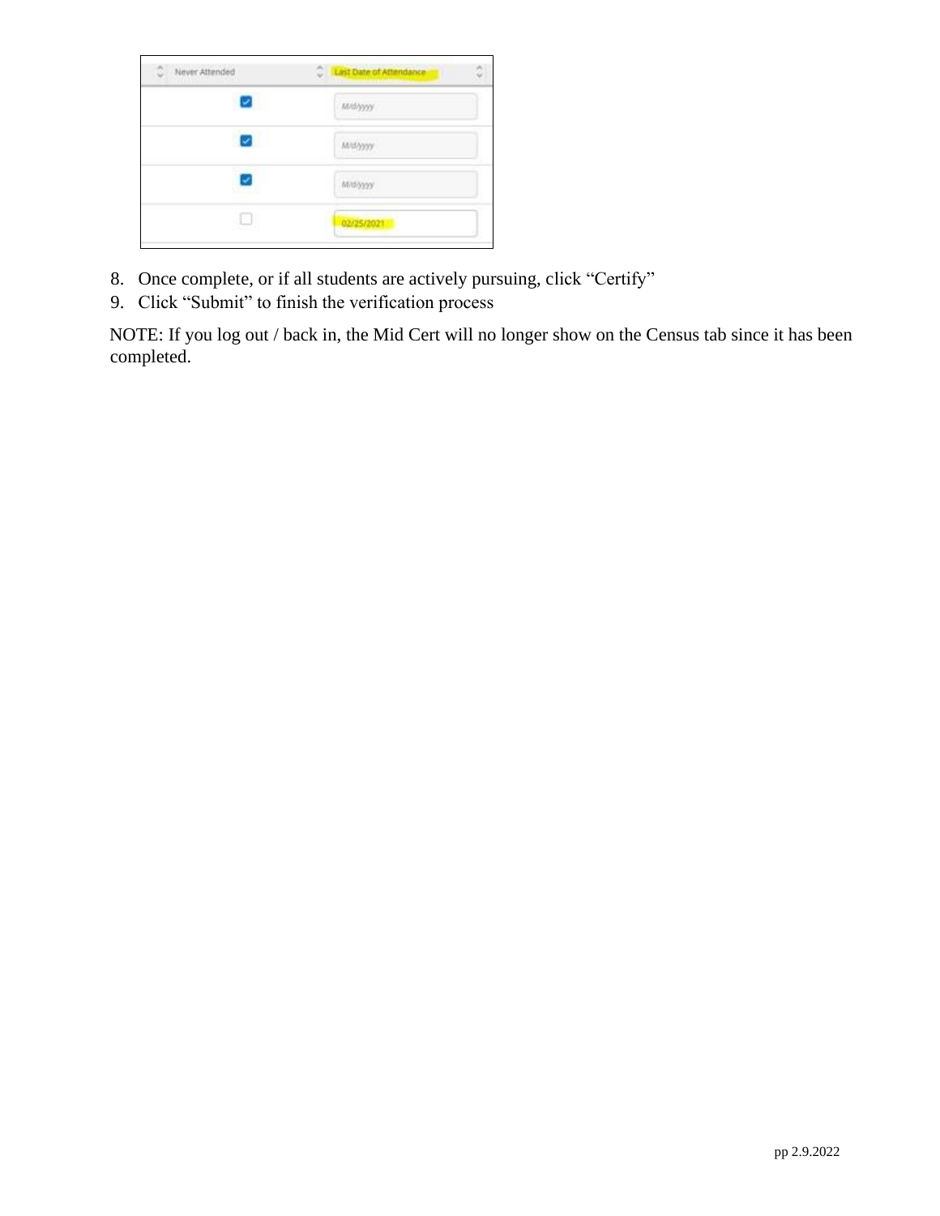| Never Attended | Last Date of Attendance |
| --- | --- |
| ☑ | M/d/yyyy |
| ☑ | M/d/yyyy |
| ☑ | M/d/yyyy |
| ☐ | 02/25/2021 |

8. Once complete, or if all students are actively pursuing, click "Certify"
9. Click "Submit" to finish the verification process

NOTE: If you log out / back in, the Mid Cert will no longer show on the Census tab since it has been completed.